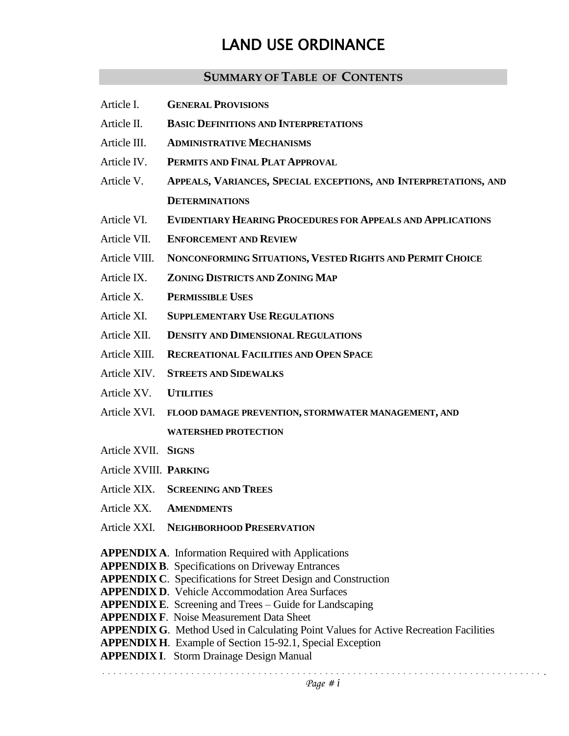# LAND USE ORDINANCE

## SUMMARY OF TABLE OF CONTENTS

Article I. **GENERAL PROVISIONS**

Article II. **BASIC DEFINITIONS AND INTERPRETATIONS**

Article III. **ADMINISTRATIVE MECHANISMS**

Article IV. **PERMITS AND FINAL PLAT APPROVAL**

Article V. **APPEALS, VARIANCES, SPECIAL EXCEPTIONS, AND INTERPRETATIONS, AND DETERMINATIONS**

Article VI. **EVIDENTIARY HEARING PROCEDURES FOR APPEALS AND APPLICATIONS**

Article VII. **ENFORCEMENT AND REVIEW**

Article VIII. **NONCONFORMING SITUATIONS, VESTED RIGHTS AND PERMIT CHOICE**

Article IX. **ZONING DISTRICTS AND ZONING MAP**

Article X. **PERMISSIBLE USES**

Article XI. **SUPPLEMENTARY USE REGULATIONS**

Article XII. **DENSITY AND DIMENSIONAL REGULATIONS**

Article XIII. **RECREATIONAL FACILITIES AND OPEN SPACE**

Article XIV. **STREETS AND SIDEWALKS**

Article XV. **UTILITIES**

Article XVI. **FLOOD DAMAGE PREVENTION, STORMWATER MANAGEMENT, AND WATERSHED PROTECTION**

Article XVII. **SIGNS**

Article XVIII. **PARKING**

Article XIX. **SCREENING AND TREES**

Article XX. **AMENDMENTS**

Article XXI. **NEIGHBORHOOD PRESERVATION**

**APPENDIX A**. Information Required with Applications
**APPENDIX B**. Specifications on Driveway Entrances
**APPENDIX C**. Specifications for Street Design and Construction
**APPENDIX D**. Vehicle Accommodation Area Surfaces
**APPENDIX E**. Screening and Trees – Guide for Landscaping
**APPENDIX F**. Noise Measurement Data Sheet
**APPENDIX G**. Method Used in Calculating Point Values for Active Recreation Facilities
**APPENDIX H**. Example of Section 15-92.1, Special Exception
**APPENDIX I**. Storm Drainage Design Manual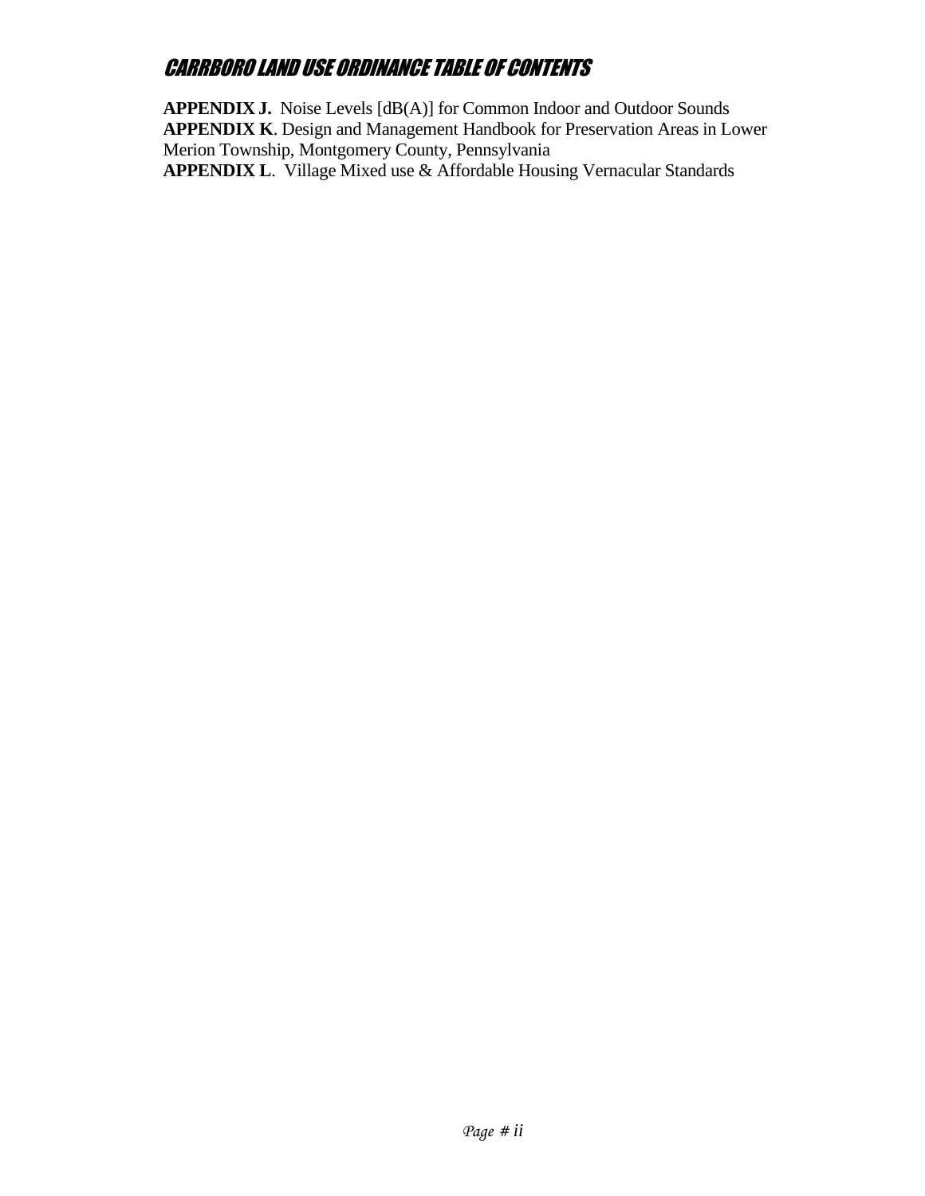**APPENDIX J.** Noise Levels [dB(A)] for Common Indoor and Outdoor Sounds
**APPENDIX K**. Design and Management Handbook for Preservation Areas in Lower Merion Township, Montgomery County, Pennsylvania
**APPENDIX L**. Village Mixed use & Affordable Housing Vernacular Standards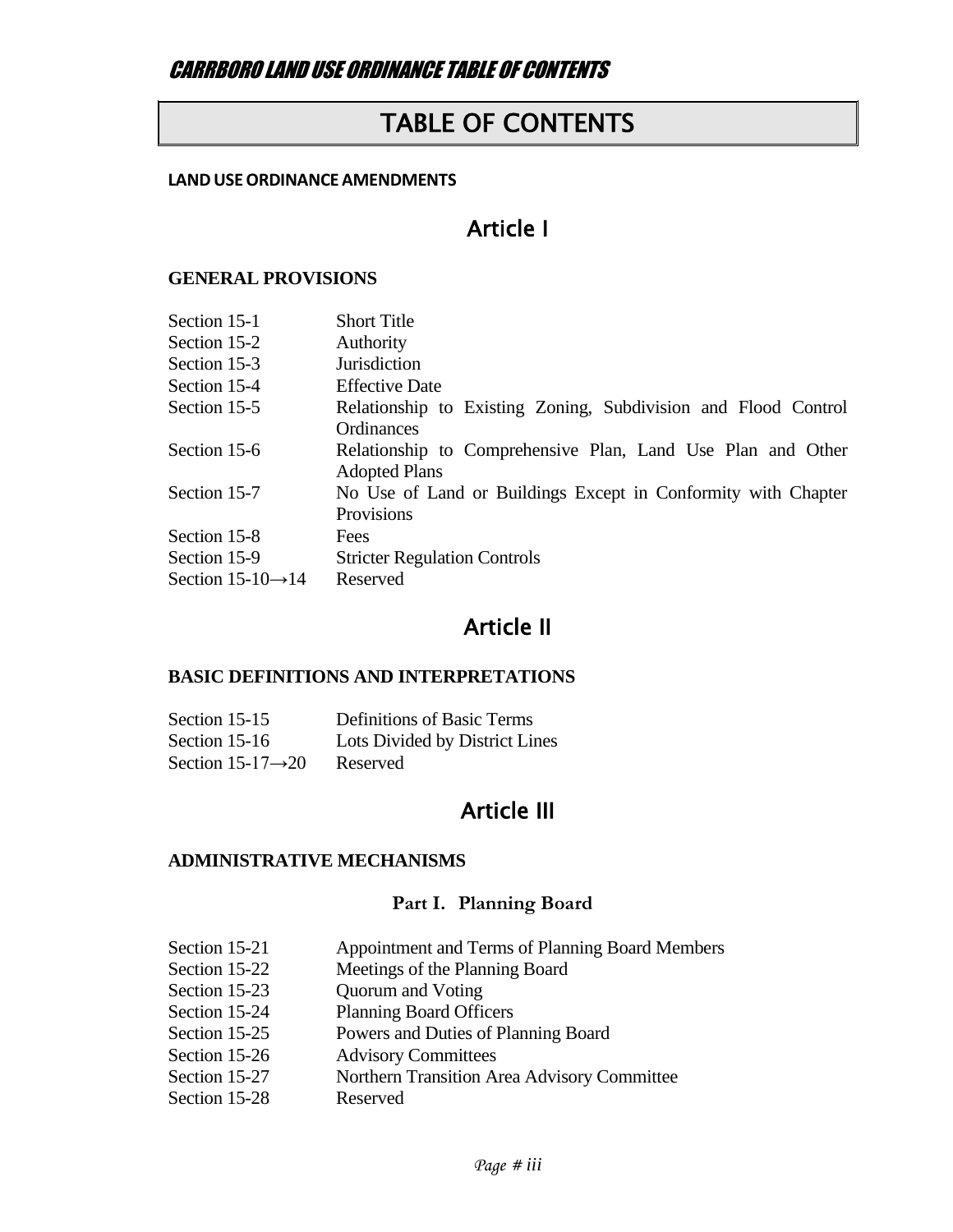# TABLE OF CONTENTS

**LAND USE ORDINANCE AMENDMENTS**

## Article I

**GENERAL PROVISIONS**

| | |
|---|---|
| Section 15-1 | Short Title |
| Section 15-2 | Authority |
| Section 15-3 | Jurisdiction |
| Section 15-4 | Effective Date |
| Section 15-5 | Relationship to Existing Zoning, Subdivision and Flood Control Ordinances |
| Section 15-6 | Relationship to Comprehensive Plan, Land Use Plan and Other Adopted Plans |
| Section 15-7 | No Use of Land or Buildings Except in Conformity with Chapter Provisions |
| Section 15-8 | Fees |
| Section 15-9 | Stricter Regulation Controls |
| Section 15-10→14 | Reserved |

## Article II

**BASIC DEFINITIONS AND INTERPRETATIONS**

| | |
|---|---|
| Section 15-15 | Definitions of Basic Terms |
| Section 15-16 | Lots Divided by District Lines |
| Section 15-17→20 | Reserved |

## Article III

**ADMINISTRATIVE MECHANISMS**

### Part I. Planning Board

| | |
|---|---|
| Section 15-21 | Appointment and Terms of Planning Board Members |
| Section 15-22 | Meetings of the Planning Board |
| Section 15-23 | Quorum and Voting |
| Section 15-24 | Planning Board Officers |
| Section 15-25 | Powers and Duties of Planning Board |
| Section 15-26 | Advisory Committees |
| Section 15-27 | Northern Transition Area Advisory Committee |
| Section 15-28 | Reserved |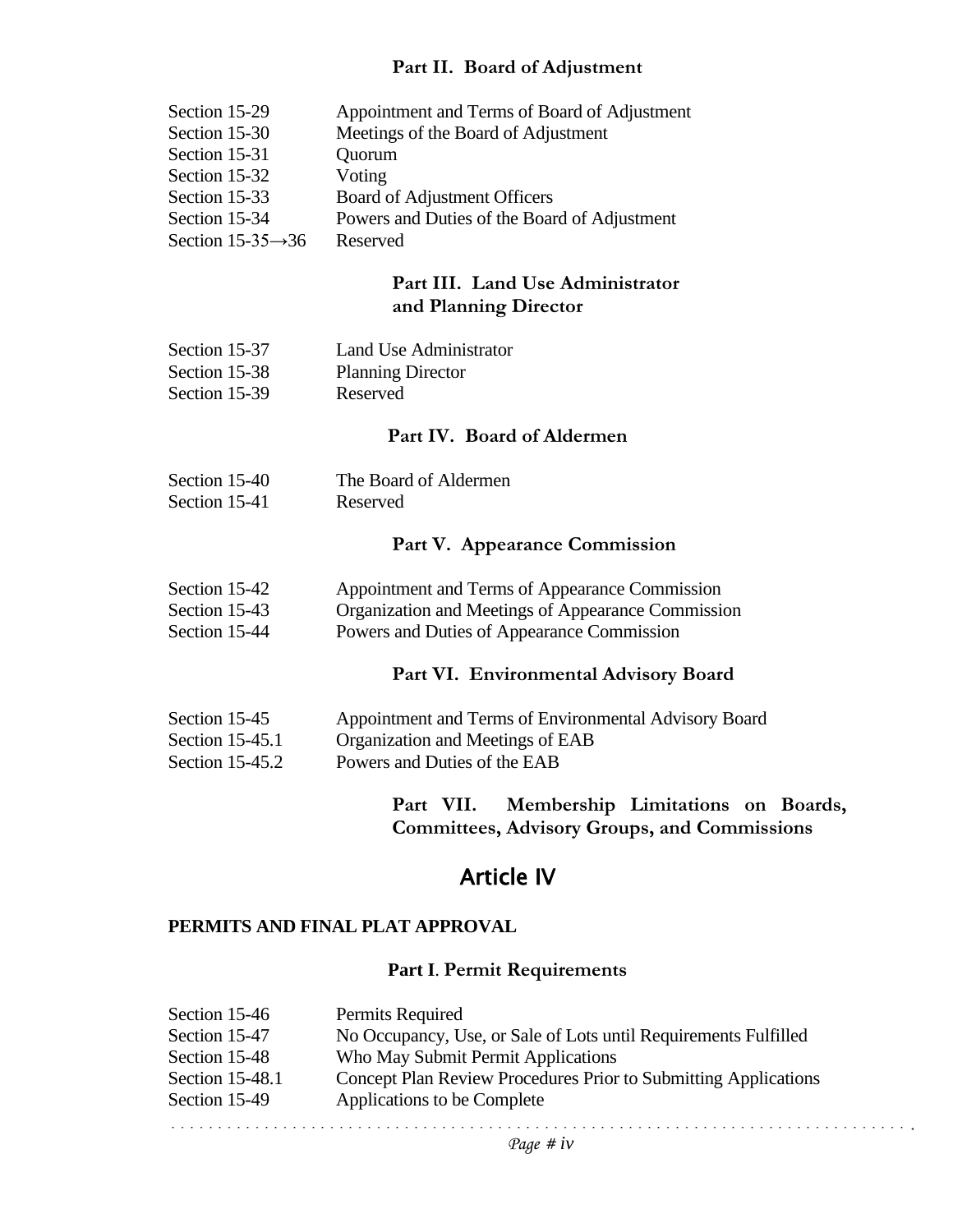### Part II. Board of Adjustment

| | |
|---|---|
| Section 15-29 | Appointment and Terms of Board of Adjustment |
| Section 15-30 | Meetings of the Board of Adjustment |
| Section 15-31 | Quorum |
| Section 15-32 | Voting |
| Section 15-33 | Board of Adjustment Officers |
| Section 15-34 | Powers and Duties of the Board of Adjustment |
| Section 15-35→36 | Reserved |

### Part III. Land Use Administrator and Planning Director

| | |
|---|---|
| Section 15-37 | Land Use Administrator |
| Section 15-38 | Planning Director |
| Section 15-39 | Reserved |

### Part IV. Board of Aldermen

| | |
|---|---|
| Section 15-40 | The Board of Aldermen |
| Section 15-41 | Reserved |

### Part V. Appearance Commission

| | |
|---|---|
| Section 15-42 | Appointment and Terms of Appearance Commission |
| Section 15-43 | Organization and Meetings of Appearance Commission |
| Section 15-44 | Powers and Duties of Appearance Commission |

### Part VI. Environmental Advisory Board

| | |
|---|---|
| Section 15-45 | Appointment and Terms of Environmental Advisory Board |
| Section 15-45.1 | Organization and Meetings of EAB |
| Section 15-45.2 | Powers and Duties of the EAB |

### Part VII. Membership Limitations on Boards, Committees, Advisory Groups, and Commissions

## Article IV

**PERMITS AND FINAL PLAT APPROVAL**

### Part I. Permit Requirements

| | |
|---|---|
| Section 15-46 | Permits Required |
| Section 15-47 | No Occupancy, Use, or Sale of Lots until Requirements Fulfilled |
| Section 15-48 | Who May Submit Permit Applications |
| Section 15-48.1 | Concept Plan Review Procedures Prior to Submitting Applications |
| Section 15-49 | Applications to be Complete |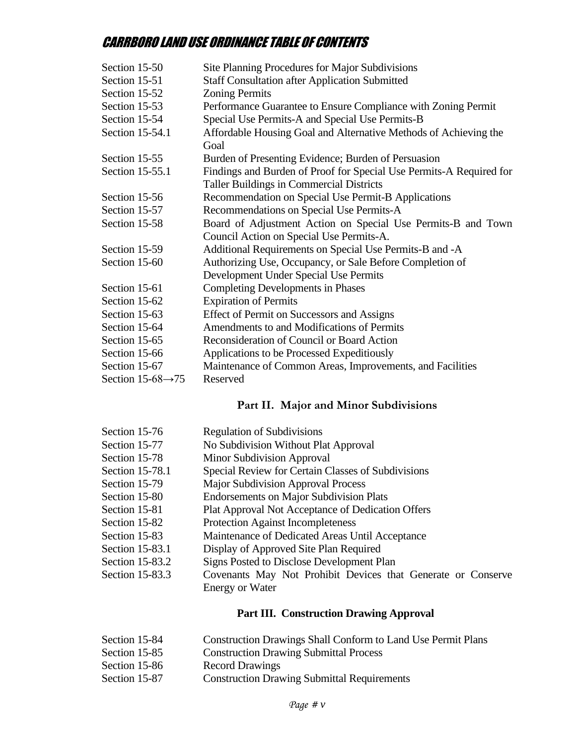| | |
|---|---|
| Section 15-50 | Site Planning Procedures for Major Subdivisions |
| Section 15-51 | Staff Consultation after Application Submitted |
| Section 15-52 | Zoning Permits |
| Section 15-53 | Performance Guarantee to Ensure Compliance with Zoning Permit |
| Section 15-54 | Special Use Permits-A and Special Use Permits-B |
| Section 15-54.1 | Affordable Housing Goal and Alternative Methods of Achieving the Goal |
| Section 15-55 | Burden of Presenting Evidence; Burden of Persuasion |
| Section 15-55.1 | Findings and Burden of Proof for Special Use Permits-A Required for Taller Buildings in Commercial Districts |
| Section 15-56 | Recommendation on Special Use Permit-B Applications |
| Section 15-57 | Recommendations on Special Use Permits-A |
| Section 15-58 | Board of Adjustment Action on Special Use Permits-B and Town Council Action on Special Use Permits-A. |
| Section 15-59 | Additional Requirements on Special Use Permits-B and -A |
| Section 15-60 | Authorizing Use, Occupancy, or Sale Before Completion of Development Under Special Use Permits |
| Section 15-61 | Completing Developments in Phases |
| Section 15-62 | Expiration of Permits |
| Section 15-63 | Effect of Permit on Successors and Assigns |
| Section 15-64 | Amendments to and Modifications of Permits |
| Section 15-65 | Reconsideration of Council or Board Action |
| Section 15-66 | Applications to be Processed Expeditiously |
| Section 15-67 | Maintenance of Common Areas, Improvements, and Facilities |
| Section 15-68→75 | Reserved |

## Part II. Major and Minor Subdivisions

| | |
|---|---|
| Section 15-76 | Regulation of Subdivisions |
| Section 15-77 | No Subdivision Without Plat Approval |
| Section 15-78 | Minor Subdivision Approval |
| Section 15-78.1 | Special Review for Certain Classes of Subdivisions |
| Section 15-79 | Major Subdivision Approval Process |
| Section 15-80 | Endorsements on Major Subdivision Plats |
| Section 15-81 | Plat Approval Not Acceptance of Dedication Offers |
| Section 15-82 | Protection Against Incompleteness |
| Section 15-83 | Maintenance of Dedicated Areas Until Acceptance |
| Section 15-83.1 | Display of Approved Site Plan Required |
| Section 15-83.2 | Signs Posted to Disclose Development Plan |
| Section 15-83.3 | Covenants May Not Prohibit Devices that Generate or Conserve Energy or Water |

## Part III. Construction Drawing Approval

| | |
|---|---|
| Section 15-84 | Construction Drawings Shall Conform to Land Use Permit Plans |
| Section 15-85 | Construction Drawing Submittal Process |
| Section 15-86 | Record Drawings |
| Section 15-87 | Construction Drawing Submittal Requirements |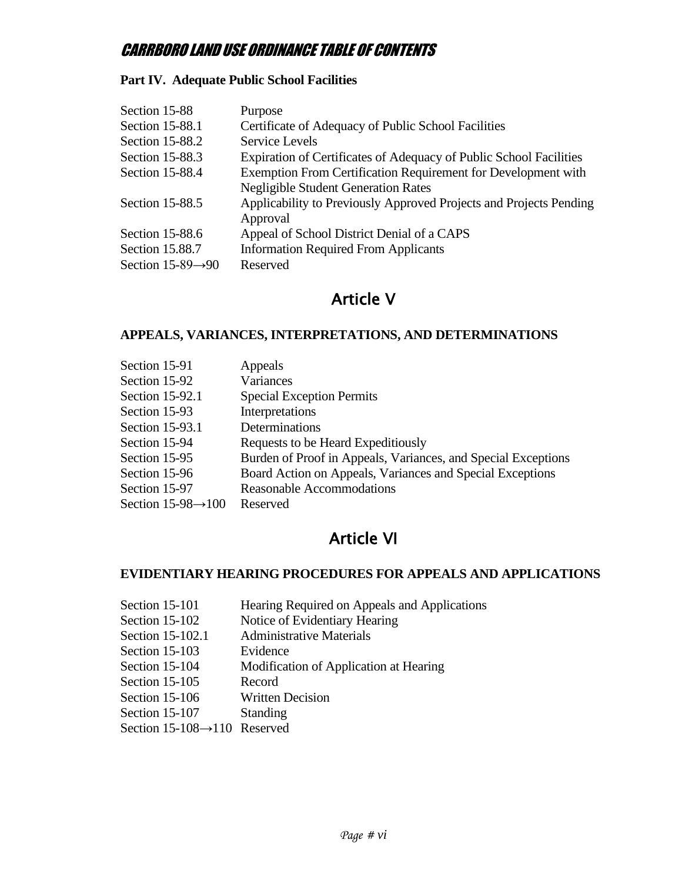**Part IV. Adequate Public School Facilities**

| | |
|---|---|
| Section 15-88 | Purpose |
| Section 15-88.1 | Certificate of Adequacy of Public School Facilities |
| Section 15-88.2 | Service Levels |
| Section 15-88.3 | Expiration of Certificates of Adequacy of Public School Facilities |
| Section 15-88.4 | Exemption From Certification Requirement for Development with Negligible Student Generation Rates |
| Section 15-88.5 | Applicability to Previously Approved Projects and Projects Pending Approval |
| Section 15-88.6 | Appeal of School District Denial of a CAPS |
| Section 15.88.7 | Information Required From Applicants |
| Section 15-89→90 | Reserved |

# Article V

**APPEALS, VARIANCES, INTERPRETATIONS, AND DETERMINATIONS**

| | |
|---|---|
| Section 15-91 | Appeals |
| Section 15-92 | Variances |
| Section 15-92.1 | Special Exception Permits |
| Section 15-93 | Interpretations |
| Section 15-93.1 | Determinations |
| Section 15-94 | Requests to be Heard Expeditiously |
| Section 15-95 | Burden of Proof in Appeals, Variances, and Special Exceptions |
| Section 15-96 | Board Action on Appeals, Variances and Special Exceptions |
| Section 15-97 | Reasonable Accommodations |
| Section 15-98→100 | Reserved |

# Article VI

**EVIDENTIARY HEARING PROCEDURES FOR APPEALS AND APPLICATIONS**

| | |
|---|---|
| Section 15-101 | Hearing Required on Appeals and Applications |
| Section 15-102 | Notice of Evidentiary Hearing |
| Section 15-102.1 | Administrative Materials |
| Section 15-103 | Evidence |
| Section 15-104 | Modification of Application at Hearing |
| Section 15-105 | Record |
| Section 15-106 | Written Decision |
| Section 15-107 | Standing |
| Section 15-108→110 | Reserved |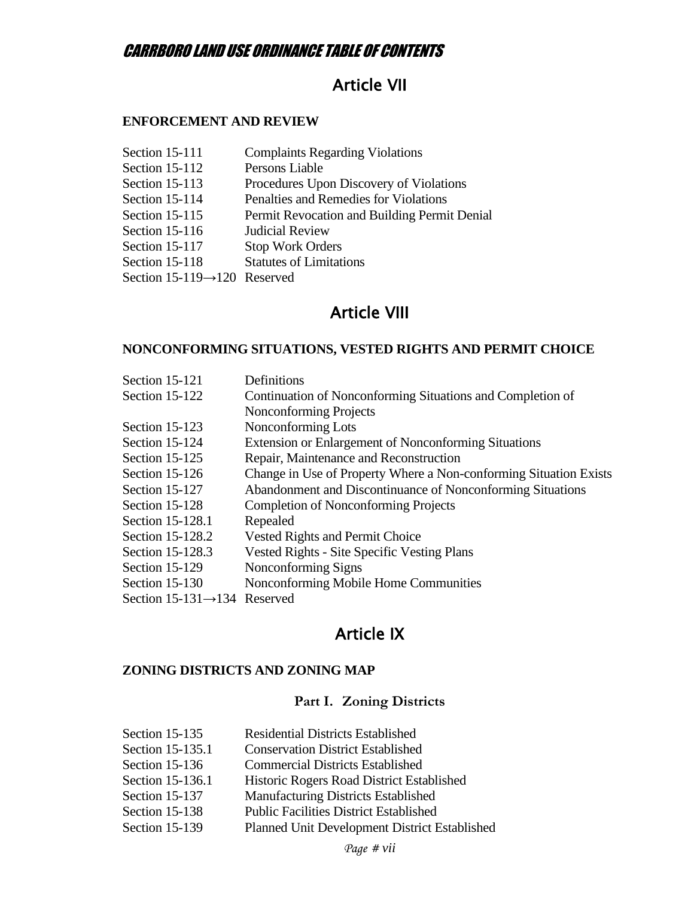# Article VII

**ENFORCEMENT AND REVIEW**

| | |
|---|---|
| Section 15-111 | Complaints Regarding Violations |
| Section 15-112 | Persons Liable |
| Section 15-113 | Procedures Upon Discovery of Violations |
| Section 15-114 | Penalties and Remedies for Violations |
| Section 15-115 | Permit Revocation and Building Permit Denial |
| Section 15-116 | Judicial Review |
| Section 15-117 | Stop Work Orders |
| Section 15-118 | Statutes of Limitations |
| Section 15-119→120 | Reserved |

# Article VIII

**NONCONFORMING SITUATIONS, VESTED RIGHTS AND PERMIT CHOICE**

| | |
|---|---|
| Section 15-121 | Definitions |
| Section 15-122 | Continuation of Nonconforming Situations and Completion of Nonconforming Projects |
| Section 15-123 | Nonconforming Lots |
| Section 15-124 | Extension or Enlargement of Nonconforming Situations |
| Section 15-125 | Repair, Maintenance and Reconstruction |
| Section 15-126 | Change in Use of Property Where a Non-conforming Situation Exists |
| Section 15-127 | Abandonment and Discontinuance of Nonconforming Situations |
| Section 15-128 | Completion of Nonconforming Projects |
| Section 15-128.1 | Repealed |
| Section 15-128.2 | Vested Rights and Permit Choice |
| Section 15-128.3 | Vested Rights - Site Specific Vesting Plans |
| Section 15-129 | Nonconforming Signs |
| Section 15-130 | Nonconforming Mobile Home Communities |
| Section 15-131→134 | Reserved |

# Article IX

**ZONING DISTRICTS AND ZONING MAP**

### Part I. Zoning Districts

| | |
|---|---|
| Section 15-135 | Residential Districts Established |
| Section 15-135.1 | Conservation District Established |
| Section 15-136 | Commercial Districts Established |
| Section 15-136.1 | Historic Rogers Road District Established |
| Section 15-137 | Manufacturing Districts Established |
| Section 15-138 | Public Facilities District Established |
| Section 15-139 | Planned Unit Development District Established |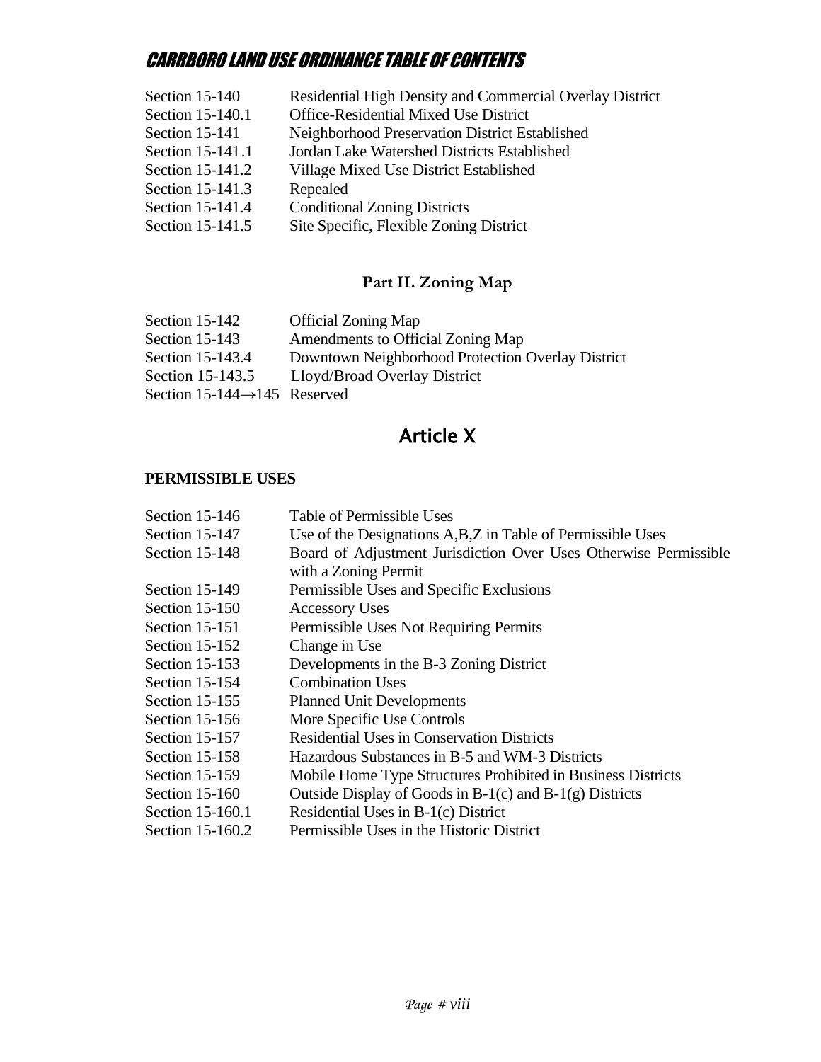| | |
|---|---|
| Section 15-140 | Residential High Density and Commercial Overlay District |
| Section 15-140.1 | Office-Residential Mixed Use District |
| Section 15-141 | Neighborhood Preservation District Established |
| Section 15-141.1 | Jordan Lake Watershed Districts Established |
| Section 15-141.2 | Village Mixed Use District Established |
| Section 15-141.3 | Repealed |
| Section 15-141.4 | Conditional Zoning Districts |
| Section 15-141.5 | Site Specific, Flexible Zoning District |

### Part II. Zoning Map

| | |
|---|---|
| Section 15-142 | Official Zoning Map |
| Section 15-143 | Amendments to Official Zoning Map |
| Section 15-143.4 | Downtown Neighborhood Protection Overlay District |
| Section 15-143.5 | Lloyd/Broad Overlay District |
| Section 15-144→145 | Reserved |

## Article X

**PERMISSIBLE USES**

| | |
|---|---|
| Section 15-146 | Table of Permissible Uses |
| Section 15-147 | Use of the Designations A,B,Z in Table of Permissible Uses |
| Section 15-148 | Board of Adjustment Jurisdiction Over Uses Otherwise Permissible with a Zoning Permit |
| Section 15-149 | Permissible Uses and Specific Exclusions |
| Section 15-150 | Accessory Uses |
| Section 15-151 | Permissible Uses Not Requiring Permits |
| Section 15-152 | Change in Use |
| Section 15-153 | Developments in the B-3 Zoning District |
| Section 15-154 | Combination Uses |
| Section 15-155 | Planned Unit Developments |
| Section 15-156 | More Specific Use Controls |
| Section 15-157 | Residential Uses in Conservation Districts |
| Section 15-158 | Hazardous Substances in B-5 and WM-3 Districts |
| Section 15-159 | Mobile Home Type Structures Prohibited in Business Districts |
| Section 15-160 | Outside Display of Goods in B-1(c) and B-1(g) Districts |
| Section 15-160.1 | Residential Uses in B-1(c) District |
| Section 15-160.2 | Permissible Uses in the Historic District |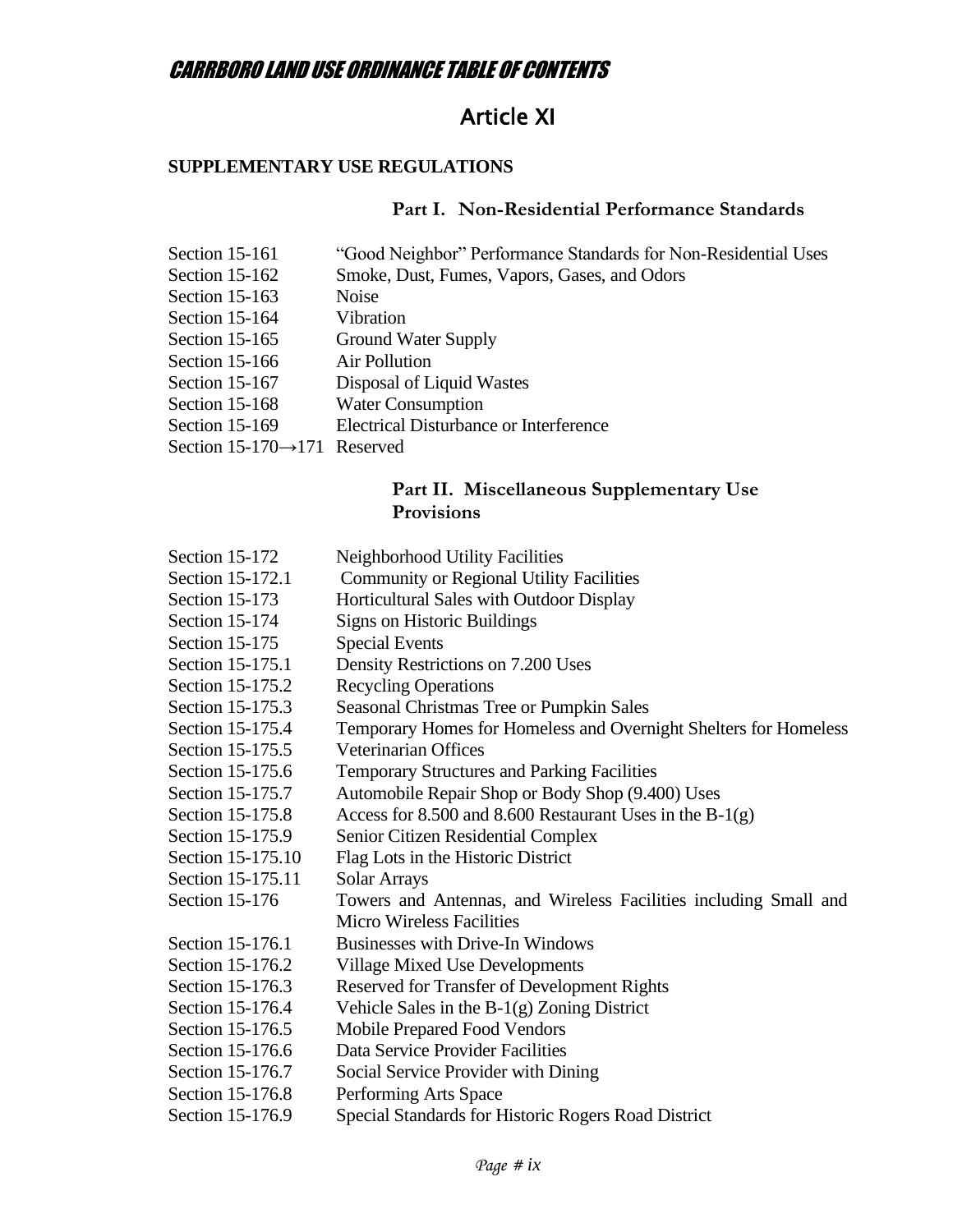# Article XI

**SUPPLEMENTARY USE REGULATIONS**

### Part I. Non-Residential Performance Standards

| | |
|---|---|
| Section 15-161 | "Good Neighbor" Performance Standards for Non-Residential Uses |
| Section 15-162 | Smoke, Dust, Fumes, Vapors, Gases, and Odors |
| Section 15-163 | Noise |
| Section 15-164 | Vibration |
| Section 15-165 | Ground Water Supply |
| Section 15-166 | Air Pollution |
| Section 15-167 | Disposal of Liquid Wastes |
| Section 15-168 | Water Consumption |
| Section 15-169 | Electrical Disturbance or Interference |
| Section 15-170→171 | Reserved |

### Part II. Miscellaneous Supplementary Use Provisions

| | |
|---|---|
| Section 15-172 | Neighborhood Utility Facilities |
| Section 15-172.1 | Community or Regional Utility Facilities |
| Section 15-173 | Horticultural Sales with Outdoor Display |
| Section 15-174 | Signs on Historic Buildings |
| Section 15-175 | Special Events |
| Section 15-175.1 | Density Restrictions on 7.200 Uses |
| Section 15-175.2 | Recycling Operations |
| Section 15-175.3 | Seasonal Christmas Tree or Pumpkin Sales |
| Section 15-175.4 | Temporary Homes for Homeless and Overnight Shelters for Homeless |
| Section 15-175.5 | Veterinarian Offices |
| Section 15-175.6 | Temporary Structures and Parking Facilities |
| Section 15-175.7 | Automobile Repair Shop or Body Shop (9.400) Uses |
| Section 15-175.8 | Access for 8.500 and 8.600 Restaurant Uses in the B-1(g) |
| Section 15-175.9 | Senior Citizen Residential Complex |
| Section 15-175.10 | Flag Lots in the Historic District |
| Section 15-175.11 | Solar Arrays |
| Section 15-176 | Towers and Antennas, and Wireless Facilities including Small and Micro Wireless Facilities |
| Section 15-176.1 | Businesses with Drive-In Windows |
| Section 15-176.2 | Village Mixed Use Developments |
| Section 15-176.3 | Reserved for Transfer of Development Rights |
| Section 15-176.4 | Vehicle Sales in the B-1(g) Zoning District |
| Section 15-176.5 | Mobile Prepared Food Vendors |
| Section 15-176.6 | Data Service Provider Facilities |
| Section 15-176.7 | Social Service Provider with Dining |
| Section 15-176.8 | Performing Arts Space |
| Section 15-176.9 | Special Standards for Historic Rogers Road District |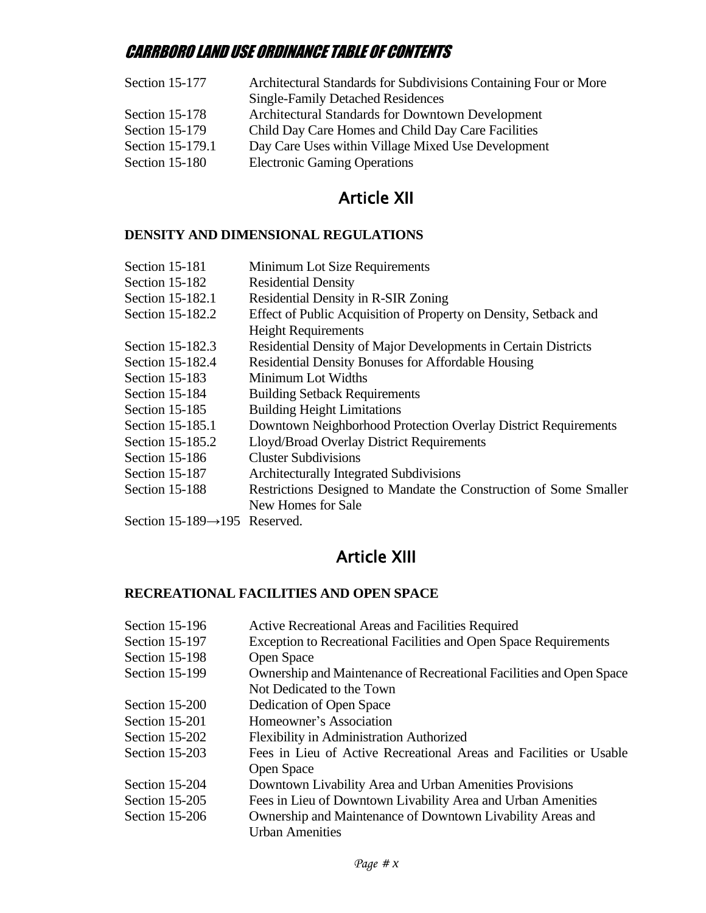| | |
|---|---|
| Section 15-177 | Architectural Standards for Subdivisions Containing Four or More Single-Family Detached Residences |
| Section 15-178 | Architectural Standards for Downtown Development |
| Section 15-179 | Child Day Care Homes and Child Day Care Facilities |
| Section 15-179.1 | Day Care Uses within Village Mixed Use Development |
| Section 15-180 | Electronic Gaming Operations |

# Article XII

**DENSITY AND DIMENSIONAL REGULATIONS**

| | |
|---|---|
| Section 15-181 | Minimum Lot Size Requirements |
| Section 15-182 | Residential Density |
| Section 15-182.1 | Residential Density in R-SIR Zoning |
| Section 15-182.2 | Effect of Public Acquisition of Property on Density, Setback and Height Requirements |
| Section 15-182.3 | Residential Density of Major Developments in Certain Districts |
| Section 15-182.4 | Residential Density Bonuses for Affordable Housing |
| Section 15-183 | Minimum Lot Widths |
| Section 15-184 | Building Setback Requirements |
| Section 15-185 | Building Height Limitations |
| Section 15-185.1 | Downtown Neighborhood Protection Overlay District Requirements |
| Section 15-185.2 | Lloyd/Broad Overlay District Requirements |
| Section 15-186 | Cluster Subdivisions |
| Section 15-187 | Architecturally Integrated Subdivisions |
| Section 15-188 | Restrictions Designed to Mandate the Construction of Some Smaller New Homes for Sale |
| Section 15-189→195 | Reserved. |

# Article XIII

**RECREATIONAL FACILITIES AND OPEN SPACE**

| | |
|---|---|
| Section 15-196 | Active Recreational Areas and Facilities Required |
| Section 15-197 | Exception to Recreational Facilities and Open Space Requirements |
| Section 15-198 | Open Space |
| Section 15-199 | Ownership and Maintenance of Recreational Facilities and Open Space Not Dedicated to the Town |
| Section 15-200 | Dedication of Open Space |
| Section 15-201 | Homeowner's Association |
| Section 15-202 | Flexibility in Administration Authorized |
| Section 15-203 | Fees in Lieu of Active Recreational Areas and Facilities or Usable Open Space |
| Section 15-204 | Downtown Livability Area and Urban Amenities Provisions |
| Section 15-205 | Fees in Lieu of Downtown Livability Area and Urban Amenities |
| Section 15-206 | Ownership and Maintenance of Downtown Livability Areas and Urban Amenities |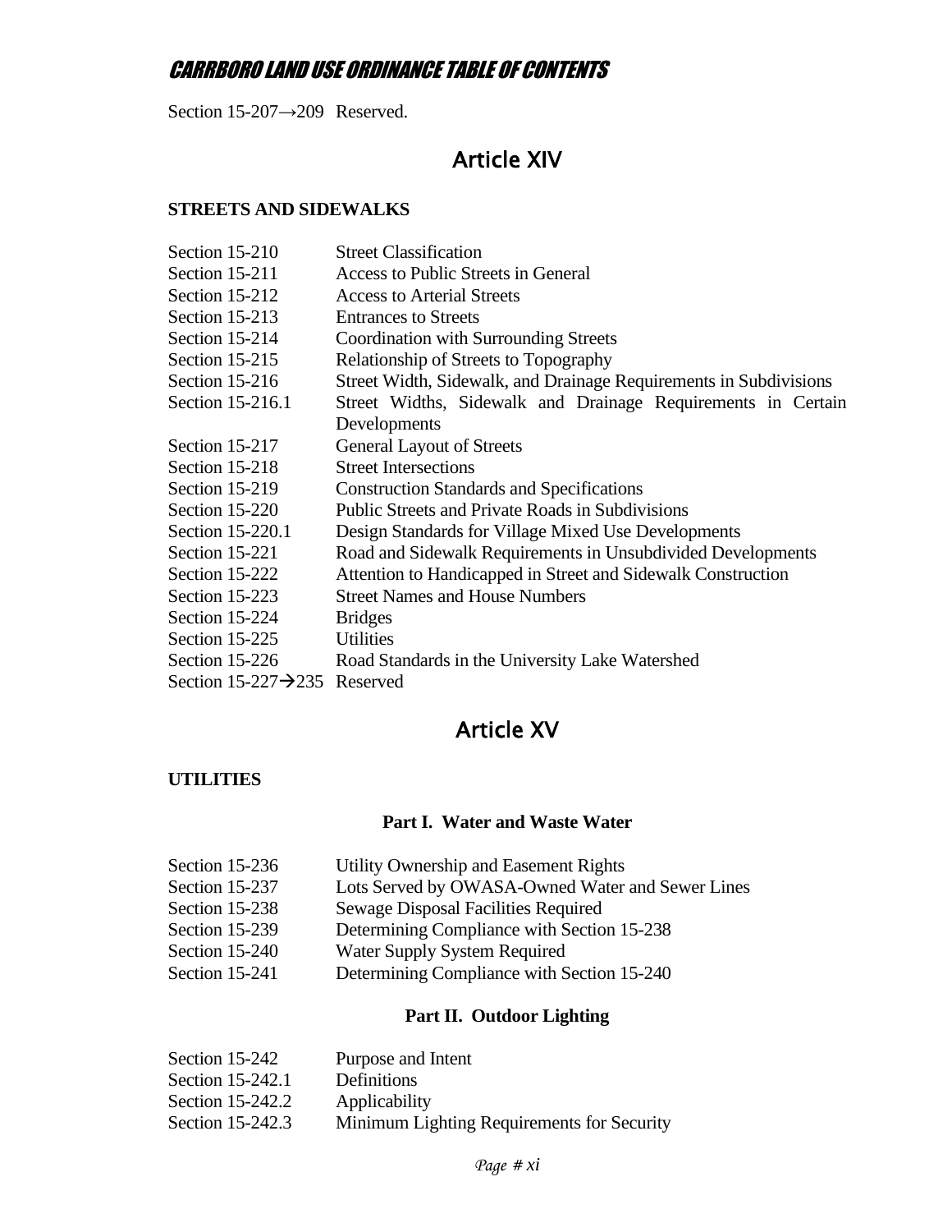Section 15-207→209 Reserved.

## Article XIV

**STREETS AND SIDEWALKS**

| | |
|---|---|
| Section 15-210 | Street Classification |
| Section 15-211 | Access to Public Streets in General |
| Section 15-212 | Access to Arterial Streets |
| Section 15-213 | Entrances to Streets |
| Section 15-214 | Coordination with Surrounding Streets |
| Section 15-215 | Relationship of Streets to Topography |
| Section 15-216 | Street Width, Sidewalk, and Drainage Requirements in Subdivisions |
| Section 15-216.1 | Street Widths, Sidewalk and Drainage Requirements in Certain Developments |
| Section 15-217 | General Layout of Streets |
| Section 15-218 | Street Intersections |
| Section 15-219 | Construction Standards and Specifications |
| Section 15-220 | Public Streets and Private Roads in Subdivisions |
| Section 15-220.1 | Design Standards for Village Mixed Use Developments |
| Section 15-221 | Road and Sidewalk Requirements in Unsubdivided Developments |
| Section 15-222 | Attention to Handicapped in Street and Sidewalk Construction |
| Section 15-223 | Street Names and House Numbers |
| Section 15-224 | Bridges |
| Section 15-225 | Utilities |
| Section 15-226 | Road Standards in the University Lake Watershed |
| Section 15-227→235 | Reserved |

## Article XV

**UTILITIES**

### Part I. Water and Waste Water

| | |
|---|---|
| Section 15-236 | Utility Ownership and Easement Rights |
| Section 15-237 | Lots Served by OWASA-Owned Water and Sewer Lines |
| Section 15-238 | Sewage Disposal Facilities Required |
| Section 15-239 | Determining Compliance with Section 15-238 |
| Section 15-240 | Water Supply System Required |
| Section 15-241 | Determining Compliance with Section 15-240 |

### Part II. Outdoor Lighting

| | |
|---|---|
| Section 15-242 | Purpose and Intent |
| Section 15-242.1 | Definitions |
| Section 15-242.2 | Applicability |
| Section 15-242.3 | Minimum Lighting Requirements for Security |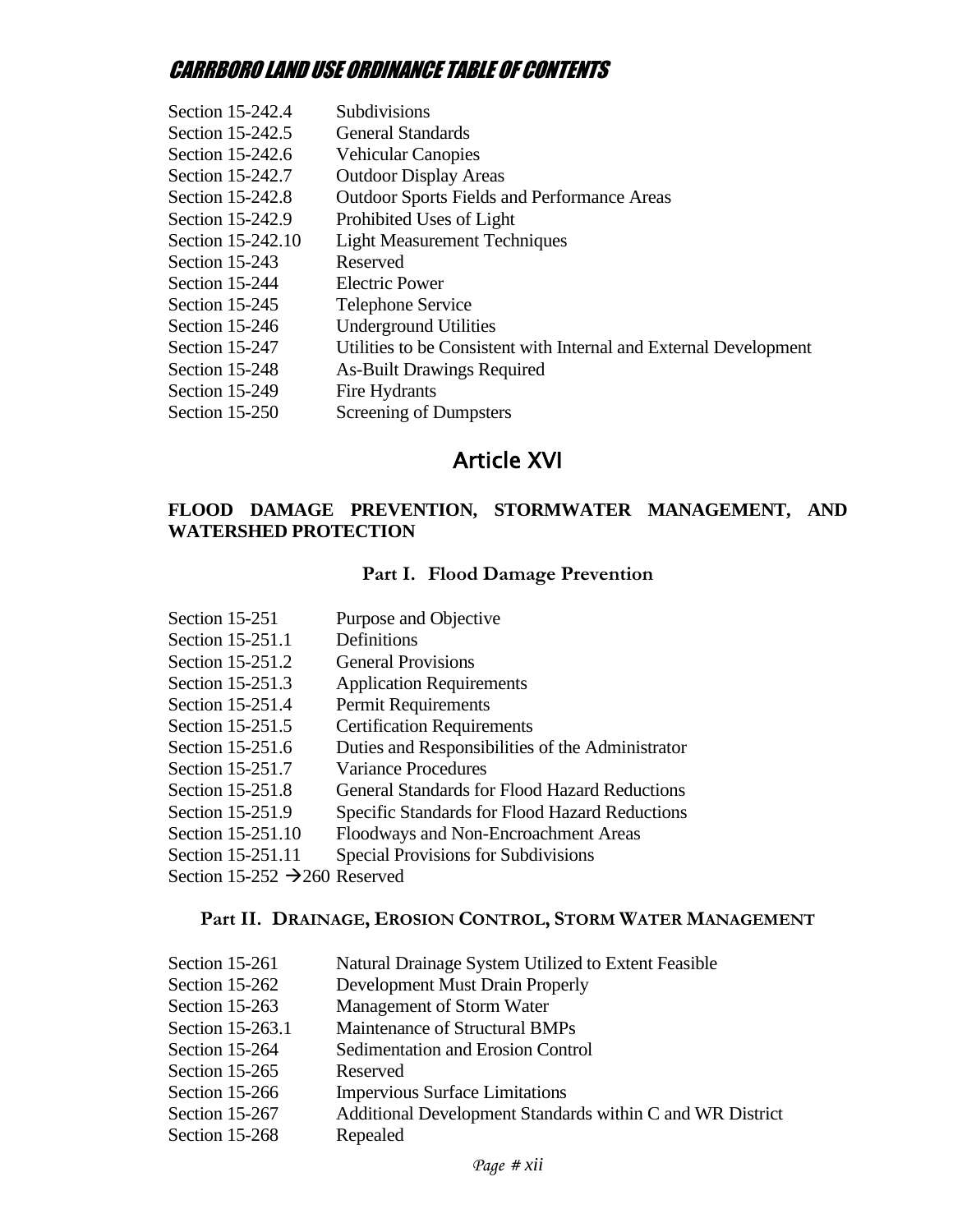Section 15-242.4 Subdivisions
Section 15-242.5 General Standards
Section 15-242.6 Vehicular Canopies
Section 15-242.7 Outdoor Display Areas
Section 15-242.8 Outdoor Sports Fields and Performance Areas
Section 15-242.9 Prohibited Uses of Light
Section 15-242.10 Light Measurement Techniques
Section 15-243 Reserved
Section 15-244 Electric Power
Section 15-245 Telephone Service
Section 15-246 Underground Utilities
Section 15-247 Utilities to be Consistent with Internal and External Development
Section 15-248 As-Built Drawings Required
Section 15-249 Fire Hydrants
Section 15-250 Screening of Dumpsters

# Article XVI

## FLOOD DAMAGE PREVENTION, STORMWATER MANAGEMENT, AND WATERSHED PROTECTION

### Part I. Flood Damage Prevention

Section 15-251 Purpose and Objective
Section 15-251.1 Definitions
Section 15-251.2 General Provisions
Section 15-251.3 Application Requirements
Section 15-251.4 Permit Requirements
Section 15-251.5 Certification Requirements
Section 15-251.6 Duties and Responsibilities of the Administrator
Section 15-251.7 Variance Procedures
Section 15-251.8 General Standards for Flood Hazard Reductions
Section 15-251.9 Specific Standards for Flood Hazard Reductions
Section 15-251.10 Floodways and Non-Encroachment Areas
Section 15-251.11 Special Provisions for Subdivisions
Section 15-252 →260 Reserved

### Part II. Drainage, Erosion Control, Storm Water Management

Section 15-261 Natural Drainage System Utilized to Extent Feasible
Section 15-262 Development Must Drain Properly
Section 15-263 Management of Storm Water
Section 15-263.1 Maintenance of Structural BMPs
Section 15-264 Sedimentation and Erosion Control
Section 15-265 Reserved
Section 15-266 Impervious Surface Limitations
Section 15-267 Additional Development Standards within C and WR District
Section 15-268 Repealed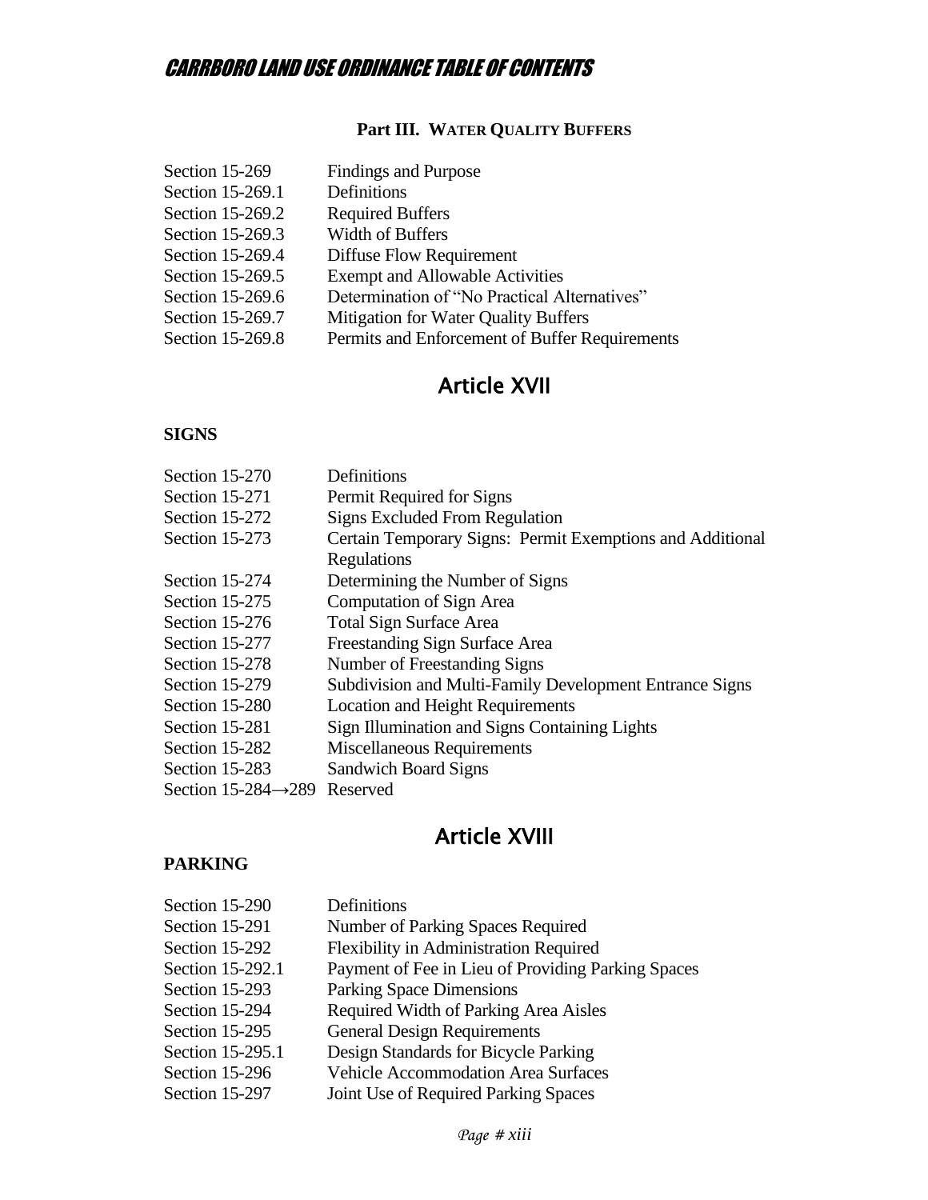**Part III. WATER QUALITY BUFFERS**

| | |
|---|---|
| Section 15-269 | Findings and Purpose |
| Section 15-269.1 | Definitions |
| Section 15-269.2 | Required Buffers |
| Section 15-269.3 | Width of Buffers |
| Section 15-269.4 | Diffuse Flow Requirement |
| Section 15-269.5 | Exempt and Allowable Activities |
| Section 15-269.6 | Determination of "No Practical Alternatives" |
| Section 15-269.7 | Mitigation for Water Quality Buffers |
| Section 15-269.8 | Permits and Enforcement of Buffer Requirements |

## Article XVII

**SIGNS**

| | |
|---|---|
| Section 15-270 | Definitions |
| Section 15-271 | Permit Required for Signs |
| Section 15-272 | Signs Excluded From Regulation |
| Section 15-273 | Certain Temporary Signs: Permit Exemptions and Additional Regulations |
| Section 15-274 | Determining the Number of Signs |
| Section 15-275 | Computation of Sign Area |
| Section 15-276 | Total Sign Surface Area |
| Section 15-277 | Freestanding Sign Surface Area |
| Section 15-278 | Number of Freestanding Signs |
| Section 15-279 | Subdivision and Multi-Family Development Entrance Signs |
| Section 15-280 | Location and Height Requirements |
| Section 15-281 | Sign Illumination and Signs Containing Lights |
| Section 15-282 | Miscellaneous Requirements |
| Section 15-283 | Sandwich Board Signs |
| Section 15-284→289 | Reserved |

## Article XVIII

**PARKING**

| | |
|---|---|
| Section 15-290 | Definitions |
| Section 15-291 | Number of Parking Spaces Required |
| Section 15-292 | Flexibility in Administration Required |
| Section 15-292.1 | Payment of Fee in Lieu of Providing Parking Spaces |
| Section 15-293 | Parking Space Dimensions |
| Section 15-294 | Required Width of Parking Area Aisles |
| Section 15-295 | General Design Requirements |
| Section 15-295.1 | Design Standards for Bicycle Parking |
| Section 15-296 | Vehicle Accommodation Area Surfaces |
| Section 15-297 | Joint Use of Required Parking Spaces |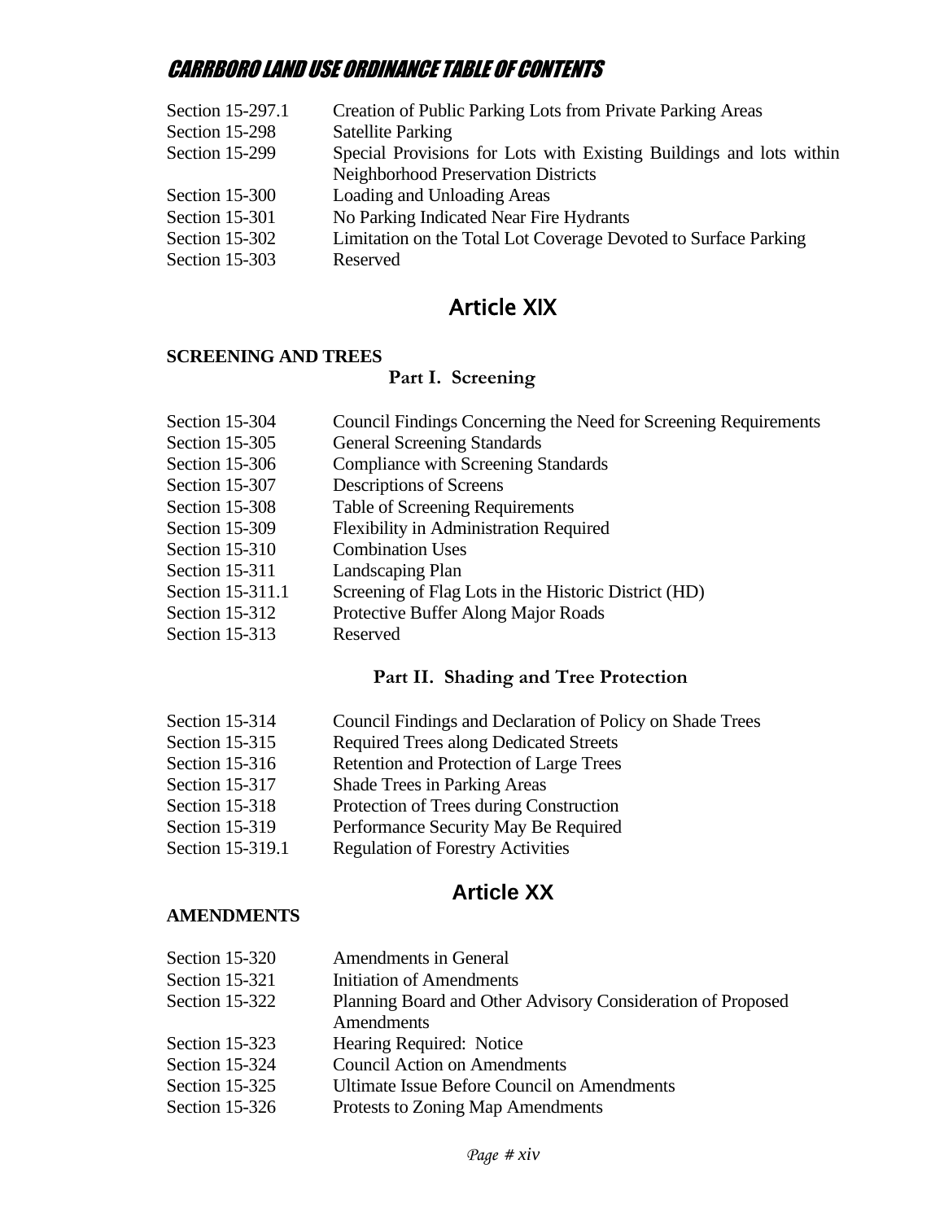| | |
|---|---|
| Section 15-297.1 | Creation of Public Parking Lots from Private Parking Areas |
| Section 15-298 | Satellite Parking |
| Section 15-299 | Special Provisions for Lots with Existing Buildings and lots within Neighborhood Preservation Districts |
| Section 15-300 | Loading and Unloading Areas |
| Section 15-301 | No Parking Indicated Near Fire Hydrants |
| Section 15-302 | Limitation on the Total Lot Coverage Devoted to Surface Parking |
| Section 15-303 | Reserved |

## Article XIX

**SCREENING AND TREES**

### Part I. Screening

| | |
|---|---|
| Section 15-304 | Council Findings Concerning the Need for Screening Requirements |
| Section 15-305 | General Screening Standards |
| Section 15-306 | Compliance with Screening Standards |
| Section 15-307 | Descriptions of Screens |
| Section 15-308 | Table of Screening Requirements |
| Section 15-309 | Flexibility in Administration Required |
| Section 15-310 | Combination Uses |
| Section 15-311 | Landscaping Plan |
| Section 15-311.1 | Screening of Flag Lots in the Historic District (HD) |
| Section 15-312 | Protective Buffer Along Major Roads |
| Section 15-313 | Reserved |

### Part II. Shading and Tree Protection

| | |
|---|---|
| Section 15-314 | Council Findings and Declaration of Policy on Shade Trees |
| Section 15-315 | Required Trees along Dedicated Streets |
| Section 15-316 | Retention and Protection of Large Trees |
| Section 15-317 | Shade Trees in Parking Areas |
| Section 15-318 | Protection of Trees during Construction |
| Section 15-319 | Performance Security May Be Required |
| Section 15-319.1 | Regulation of Forestry Activities |

## Article XX

**AMENDMENTS**

| | |
|---|---|
| Section 15-320 | Amendments in General |
| Section 15-321 | Initiation of Amendments |
| Section 15-322 | Planning Board and Other Advisory Consideration of Proposed Amendments |
| Section 15-323 | Hearing Required: Notice |
| Section 15-324 | Council Action on Amendments |
| Section 15-325 | Ultimate Issue Before Council on Amendments |
| Section 15-326 | Protests to Zoning Map Amendments |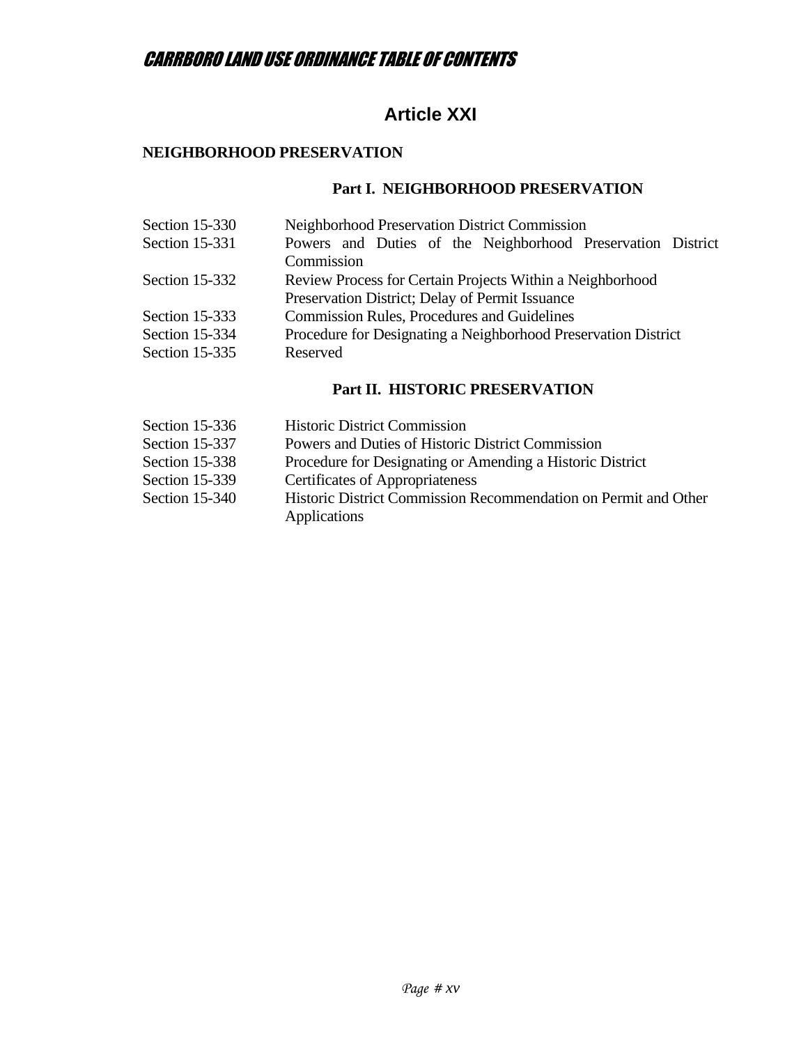# Article XXI

**NEIGHBORHOOD PRESERVATION**

### Part I. NEIGHBORHOOD PRESERVATION

| | |
|---|---|
| Section 15-330 | Neighborhood Preservation District Commission |
| Section 15-331 | Powers and Duties of the Neighborhood Preservation District Commission |
| Section 15-332 | Review Process for Certain Projects Within a Neighborhood Preservation District; Delay of Permit Issuance |
| Section 15-333 | Commission Rules, Procedures and Guidelines |
| Section 15-334 | Procedure for Designating a Neighborhood Preservation District |
| Section 15-335 | Reserved |

### Part II. HISTORIC PRESERVATION

| | |
|---|---|
| Section 15-336 | Historic District Commission |
| Section 15-337 | Powers and Duties of Historic District Commission |
| Section 15-338 | Procedure for Designating or Amending a Historic District |
| Section 15-339 | Certificates of Appropriateness |
| Section 15-340 | Historic District Commission Recommendation on Permit and Other Applications |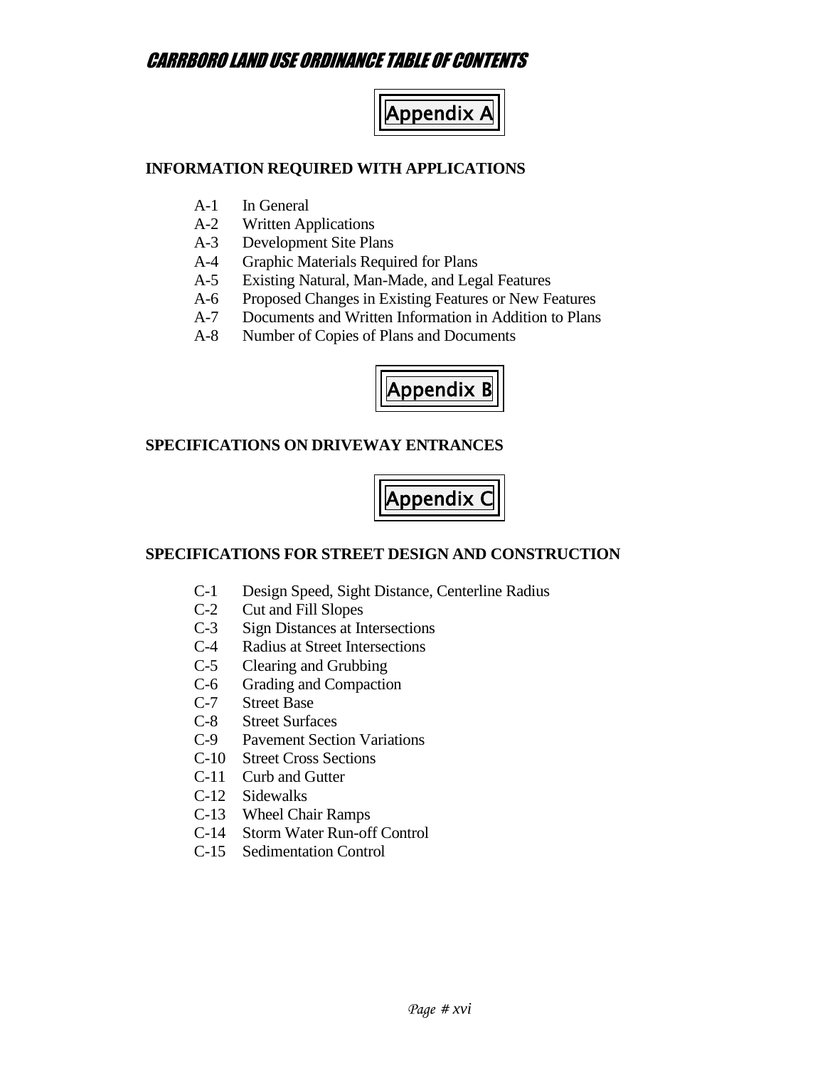## Appendix A

### INFORMATION REQUIRED WITH APPLICATIONS

- A-1 In General
- A-2 Written Applications
- A-3 Development Site Plans
- A-4 Graphic Materials Required for Plans
- A-5 Existing Natural, Man-Made, and Legal Features
- A-6 Proposed Changes in Existing Features or New Features
- A-7 Documents and Written Information in Addition to Plans
- A-8 Number of Copies of Plans and Documents

## Appendix B

### SPECIFICATIONS ON DRIVEWAY ENTRANCES

## Appendix C

### SPECIFICATIONS FOR STREET DESIGN AND CONSTRUCTION

- C-1 Design Speed, Sight Distance, Centerline Radius
- C-2 Cut and Fill Slopes
- C-3 Sign Distances at Intersections
- C-4 Radius at Street Intersections
- C-5 Clearing and Grubbing
- C-6 Grading and Compaction
- C-7 Street Base
- C-8 Street Surfaces
- C-9 Pavement Section Variations
- C-10 Street Cross Sections
- C-11 Curb and Gutter
- C-12 Sidewalks
- C-13 Wheel Chair Ramps
- C-14 Storm Water Run-off Control
- C-15 Sedimentation Control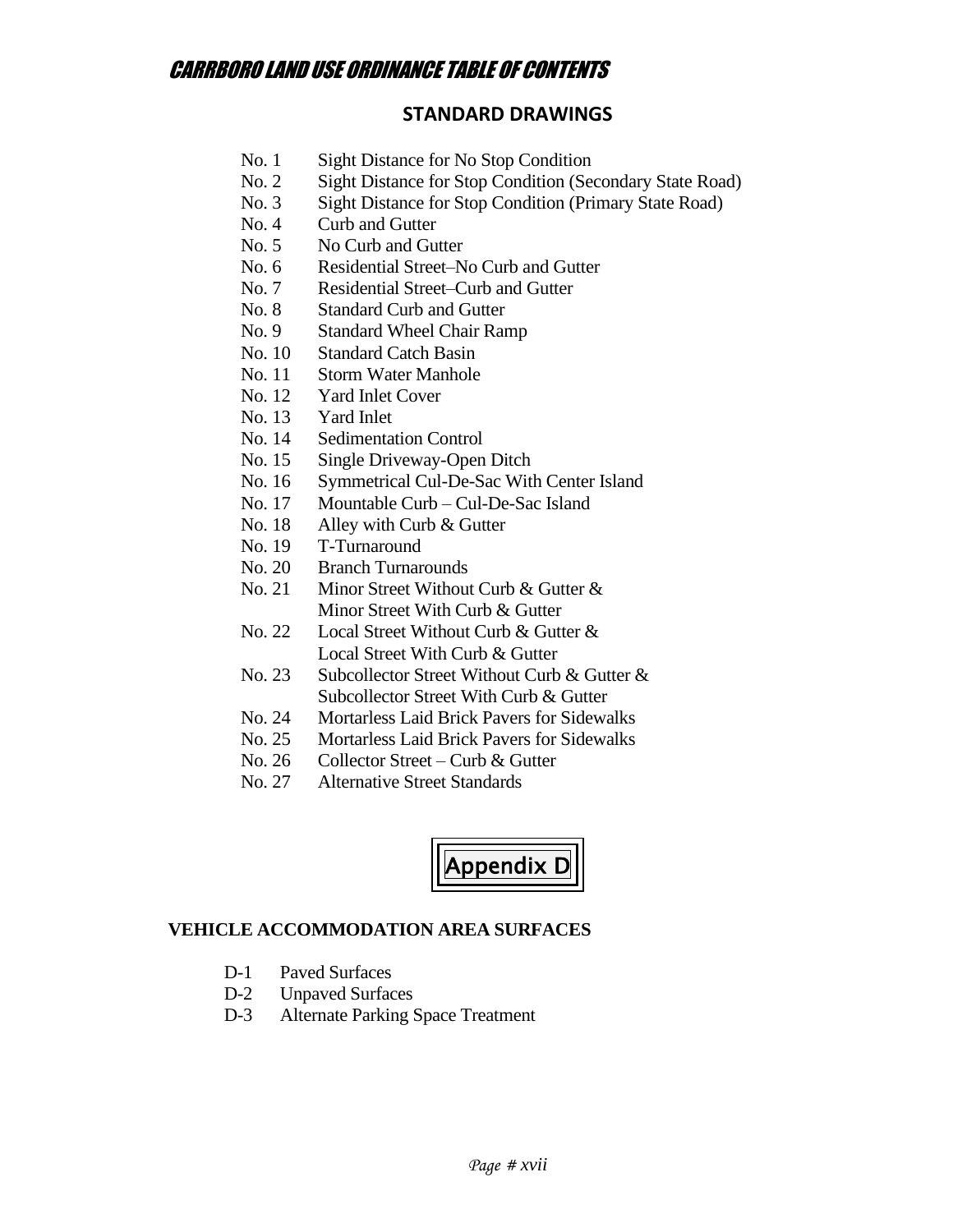## STANDARD DRAWINGS

| No. | Title |
|---|---|
| No. 1 | Sight Distance for No Stop Condition |
| No. 2 | Sight Distance for Stop Condition (Secondary State Road) |
| No. 3 | Sight Distance for Stop Condition (Primary State Road) |
| No. 4 | Curb and Gutter |
| No. 5 | No Curb and Gutter |
| No. 6 | Residential Street–No Curb and Gutter |
| No. 7 | Residential Street–Curb and Gutter |
| No. 8 | Standard Curb and Gutter |
| No. 9 | Standard Wheel Chair Ramp |
| No. 10 | Standard Catch Basin |
| No. 11 | Storm Water Manhole |
| No. 12 | Yard Inlet Cover |
| No. 13 | Yard Inlet |
| No. 14 | Sedimentation Control |
| No. 15 | Single Driveway-Open Ditch |
| No. 16 | Symmetrical Cul-De-Sac With Center Island |
| No. 17 | Mountable Curb – Cul-De-Sac Island |
| No. 18 | Alley with Curb & Gutter |
| No. 19 | T-Turnaround |
| No. 20 | Branch Turnarounds |
| No. 21 | Minor Street Without Curb & Gutter & Minor Street With Curb & Gutter |
| No. 22 | Local Street Without Curb & Gutter & Local Street With Curb & Gutter |
| No. 23 | Subcollector Street Without Curb & Gutter & Subcollector Street With Curb & Gutter |
| No. 24 | Mortarless Laid Brick Pavers for Sidewalks |
| No. 25 | Mortarless Laid Brick Pavers for Sidewalks |
| No. 26 | Collector Street – Curb & Gutter |
| No. 27 | Alternative Street Standards |

# Appendix D

## VEHICLE ACCOMMODATION AREA SURFACES

| No. | Title |
|---|---|
| D-1 | Paved Surfaces |
| D-2 | Unpaved Surfaces |
| D-3 | Alternate Parking Space Treatment |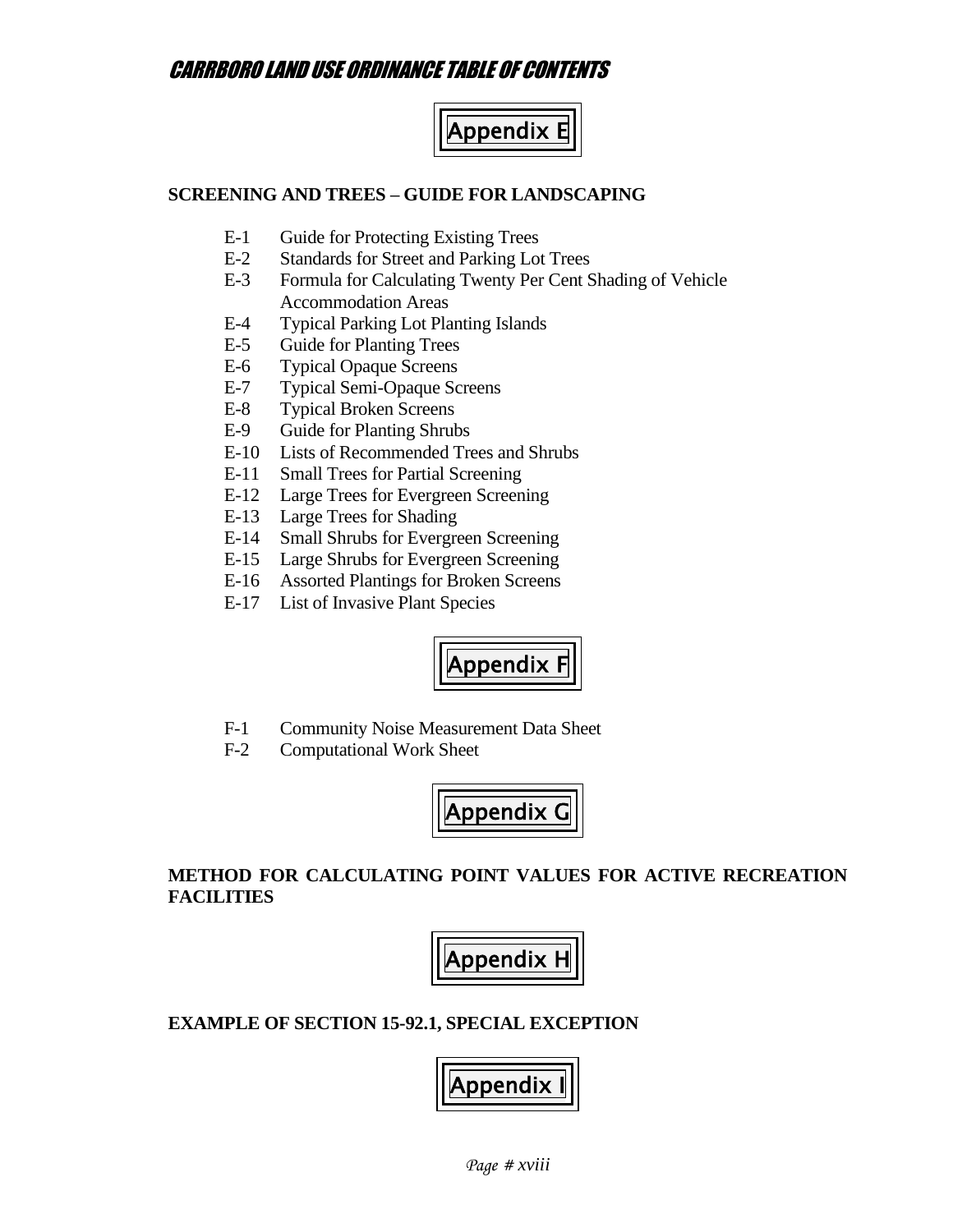# CARRBORO LAND USE ORDINANCE TABLE OF CONTENTS

## Appendix E

**SCREENING AND TREES – GUIDE FOR LANDSCAPING**

- E-1 Guide for Protecting Existing Trees
- E-2 Standards for Street and Parking Lot Trees
- E-3 Formula for Calculating Twenty Per Cent Shading of Vehicle Accommodation Areas
- E-4 Typical Parking Lot Planting Islands
- E-5 Guide for Planting Trees
- E-6 Typical Opaque Screens
- E-7 Typical Semi-Opaque Screens
- E-8 Typical Broken Screens
- E-9 Guide for Planting Shrubs
- E-10 Lists of Recommended Trees and Shrubs
- E-11 Small Trees for Partial Screening
- E-12 Large Trees for Evergreen Screening
- E-13 Large Trees for Shading
- E-14 Small Shrubs for Evergreen Screening
- E-15 Large Shrubs for Evergreen Screening
- E-16 Assorted Plantings for Broken Screens
- E-17 List of Invasive Plant Species

## Appendix F

- F-1 Community Noise Measurement Data Sheet
- F-2 Computational Work Sheet

## Appendix G

**METHOD FOR CALCULATING POINT VALUES FOR ACTIVE RECREATION FACILITIES**

## Appendix H

**EXAMPLE OF SECTION 15-92.1, SPECIAL EXCEPTION**

## Appendix I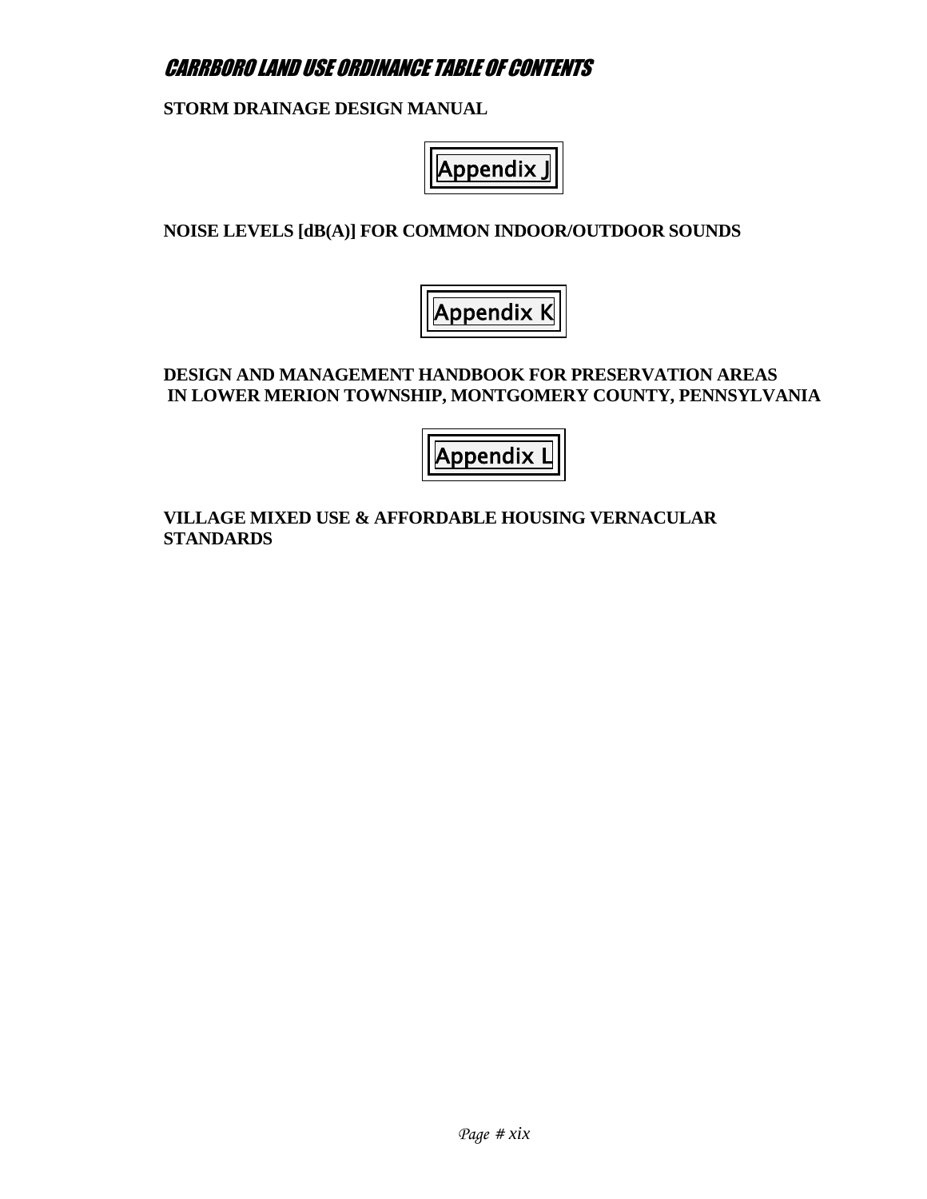STORM DRAINAGE DESIGN MANUAL

Appendix J

NOISE LEVELS [dB(A)] FOR COMMON INDOOR/OUTDOOR SOUNDS

Appendix K

DESIGN AND MANAGEMENT HANDBOOK FOR PRESERVATION AREAS IN LOWER MERION TOWNSHIP, MONTGOMERY COUNTY, PENNSYLVANIA

Appendix L

VILLAGE MIXED USE & AFFORDABLE HOUSING VERNACULAR STANDARDS